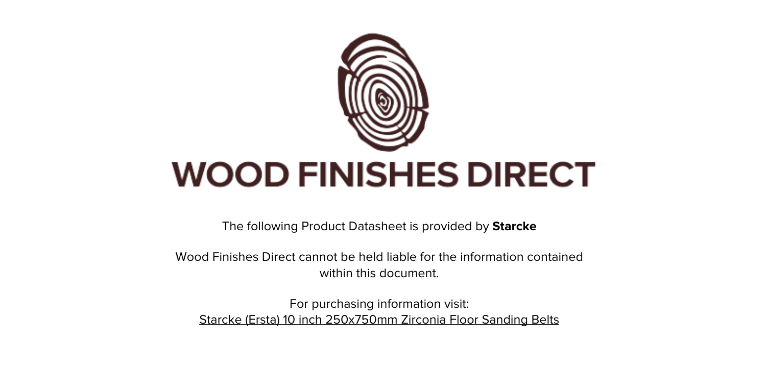# WOOD FINISHES DIRECT

The following Product Datasheet is provided by **Starcke**

Wood Finishes Direct cannot be held liable for the information contained within this document.

For purchasing information visit:
Starcke (Ersta) 10 inch 250x750mm Zirconia Floor Sanding Belts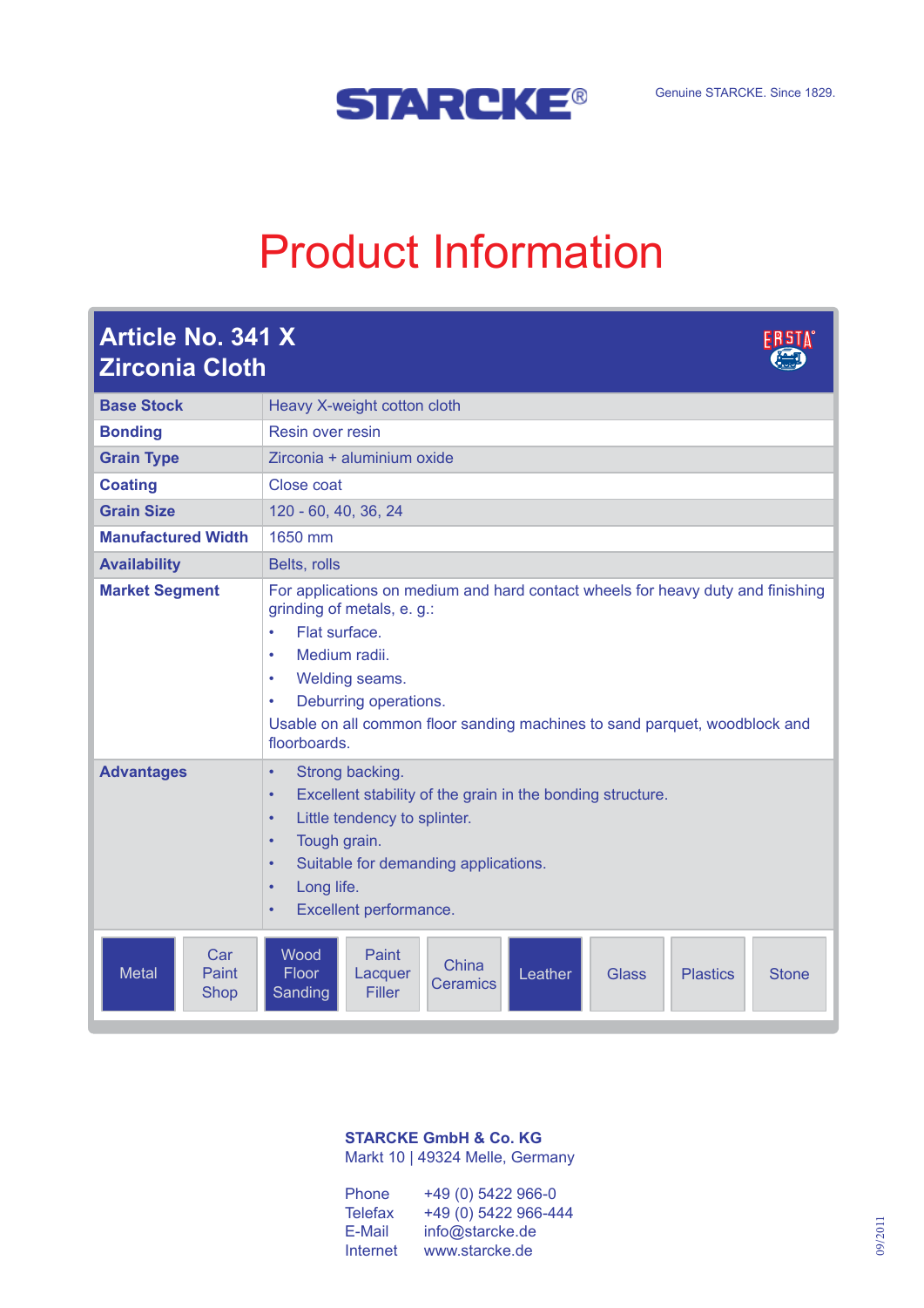STARCKE®

Genuine STARCKE. Since 1829.

# Product Information

## Article No. 341 X
## Zirconia Cloth

| | |
|---|---|
| **Base Stock** | Heavy X-weight cotton cloth |
| **Bonding** | Resin over resin |
| **Grain Type** | Zirconia + aluminium oxide |
| **Coating** | Close coat |
| **Grain Size** | 120 - 60, 40, 36, 24 |
| **Manufactured Width** | 1650 mm |
| **Availability** | Belts, rolls |
| **Market Segment** | For applications on medium and hard contact wheels for heavy duty and finishing grinding of metals, e. g.: • Flat surface. • Medium radii. • Welding seams. • Deburring operations. Usable on all common floor sanding machines to sand parquet, woodblock and floorboards. |
| **Advantages** | • Strong backing. • Excellent stability of the grain in the bonding structure. • Little tendency to splinter. • Tough grain. • Suitable for demanding applications. • Long life. • Excellent performance. |

| Metal | Car Paint Shop | Wood Floor Sanding | Paint Lacquer Filler | China Ceramics | Leather | Glass | Plastics | Stone |
|---|---|---|---|---|---|---|---|---|

**STARCKE GmbH & Co. KG**
Markt 10 | 49324 Melle, Germany

Phone +49 (0) 5422 966-0
Telefax +49 (0) 5422 966-444
E-Mail info@starcke.de
Internet www.starcke.de

09/2011